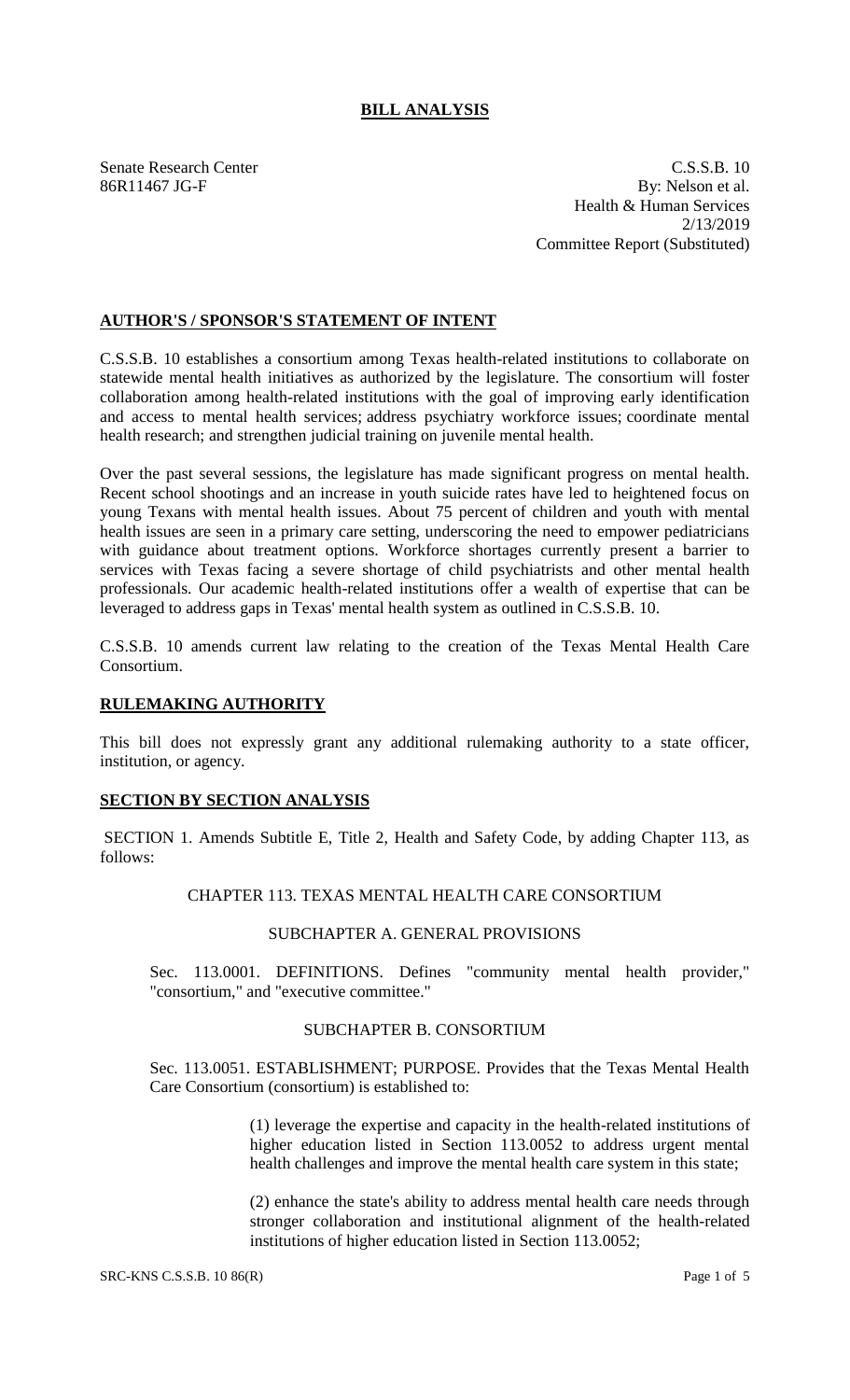# BILL ANALYSIS

Senate Research Center
86R11467 JG-F

C.S.S.B. 10
By: Nelson et al.
Health & Human Services
2/13/2019
Committee Report (Substituted)

## AUTHOR'S / SPONSOR'S STATEMENT OF INTENT

C.S.S.B. 10 establishes a consortium among Texas health-related institutions to collaborate on statewide mental health initiatives as authorized by the legislature. The consortium will foster collaboration among health-related institutions with the goal of improving early identification and access to mental health services; address psychiatry workforce issues; coordinate mental health research; and strengthen judicial training on juvenile mental health.

Over the past several sessions, the legislature has made significant progress on mental health. Recent school shootings and an increase in youth suicide rates have led to heightened focus on young Texans with mental health issues. About 75 percent of children and youth with mental health issues are seen in a primary care setting, underscoring the need to empower pediatricians with guidance about treatment options. Workforce shortages currently present a barrier to services with Texas facing a severe shortage of child psychiatrists and other mental health professionals. Our academic health-related institutions offer a wealth of expertise that can be leveraged to address gaps in Texas' mental health system as outlined in C.S.S.B. 10.

C.S.S.B. 10 amends current law relating to the creation of the Texas Mental Health Care Consortium.

## RULEMAKING AUTHORITY

This bill does not expressly grant any additional rulemaking authority to a state officer, institution, or agency.

## SECTION BY SECTION ANALYSIS

SECTION 1. Amends Subtitle E, Title 2, Health and Safety Code, by adding Chapter 113, as follows:

CHAPTER 113. TEXAS MENTAL HEALTH CARE CONSORTIUM

SUBCHAPTER A. GENERAL PROVISIONS

Sec. 113.0001. DEFINITIONS. Defines "community mental health provider," "consortium," and "executive committee."

SUBCHAPTER B. CONSORTIUM

Sec. 113.0051. ESTABLISHMENT; PURPOSE. Provides that the Texas Mental Health Care Consortium (consortium) is established to:

(1) leverage the expertise and capacity in the health-related institutions of higher education listed in Section 113.0052 to address urgent mental health challenges and improve the mental health care system in this state;

(2) enhance the state's ability to address mental health care needs through stronger collaboration and institutional alignment of the health-related institutions of higher education listed in Section 113.0052;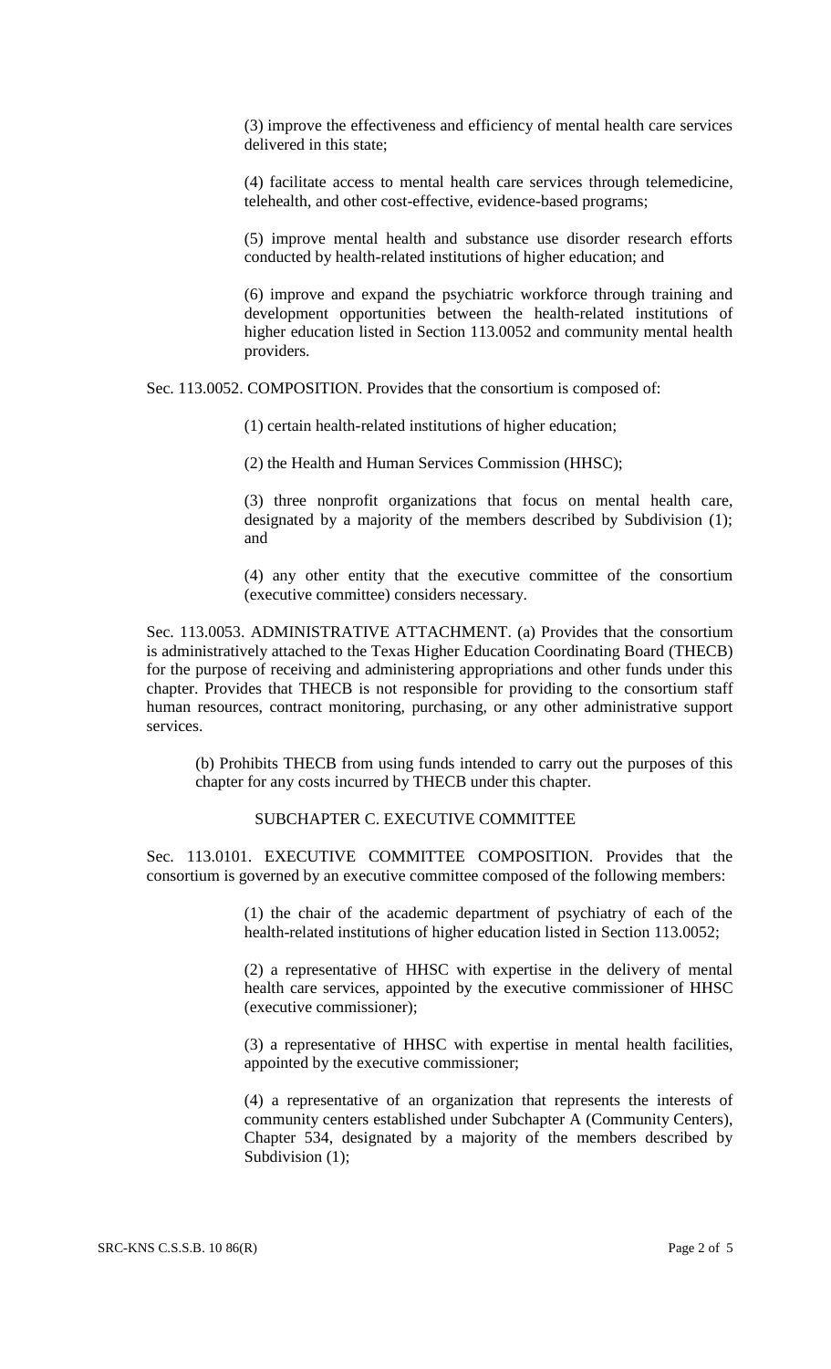(3) improve the effectiveness and efficiency of mental health care services delivered in this state;

(4) facilitate access to mental health care services through telemedicine, telehealth, and other cost-effective, evidence-based programs;

(5) improve mental health and substance use disorder research efforts conducted by health-related institutions of higher education; and

(6) improve and expand the psychiatric workforce through training and development opportunities between the health-related institutions of higher education listed in Section 113.0052 and community mental health providers.

Sec. 113.0052. COMPOSITION. Provides that the consortium is composed of:

(1) certain health-related institutions of higher education;

(2) the Health and Human Services Commission (HHSC);

(3) three nonprofit organizations that focus on mental health care, designated by a majority of the members described by Subdivision (1); and

(4) any other entity that the executive committee of the consortium (executive committee) considers necessary.

Sec. 113.0053. ADMINISTRATIVE ATTACHMENT. (a) Provides that the consortium is administratively attached to the Texas Higher Education Coordinating Board (THECB) for the purpose of receiving and administering appropriations and other funds under this chapter. Provides that THECB is not responsible for providing to the consortium staff human resources, contract monitoring, purchasing, or any other administrative support services.

(b) Prohibits THECB from using funds intended to carry out the purposes of this chapter for any costs incurred by THECB under this chapter.

SUBCHAPTER C. EXECUTIVE COMMITTEE

Sec. 113.0101. EXECUTIVE COMMITTEE COMPOSITION. Provides that the consortium is governed by an executive committee composed of the following members:

(1) the chair of the academic department of psychiatry of each of the health-related institutions of higher education listed in Section 113.0052;

(2) a representative of HHSC with expertise in the delivery of mental health care services, appointed by the executive commissioner of HHSC (executive commissioner);

(3) a representative of HHSC with expertise in mental health facilities, appointed by the executive commissioner;

(4) a representative of an organization that represents the interests of community centers established under Subchapter A (Community Centers), Chapter 534, designated by a majority of the members described by Subdivision (1);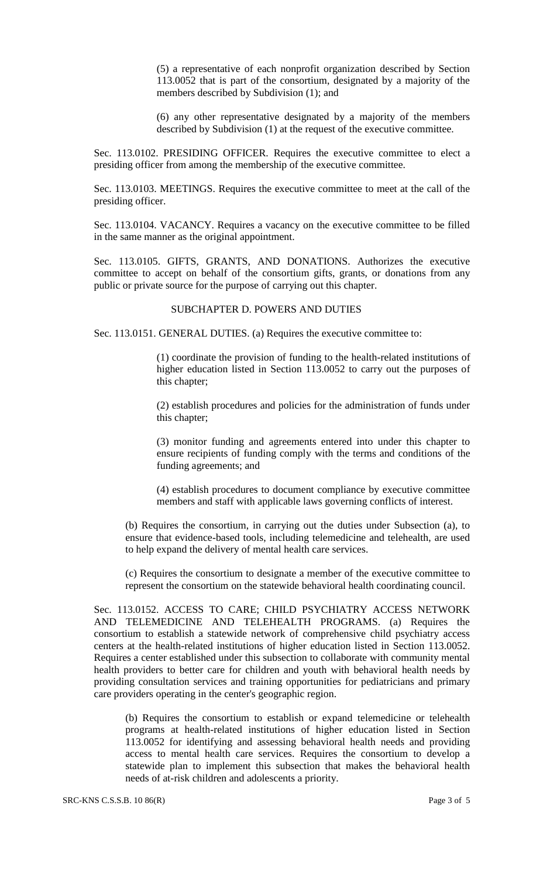(5) a representative of each nonprofit organization described by Section 113.0052 that is part of the consortium, designated by a majority of the members described by Subdivision (1); and

(6) any other representative designated by a majority of the members described by Subdivision (1) at the request of the executive committee.

Sec. 113.0102. PRESIDING OFFICER. Requires the executive committee to elect a presiding officer from among the membership of the executive committee.

Sec. 113.0103. MEETINGS. Requires the executive committee to meet at the call of the presiding officer.

Sec. 113.0104. VACANCY. Requires a vacancy on the executive committee to be filled in the same manner as the original appointment.

Sec. 113.0105. GIFTS, GRANTS, AND DONATIONS. Authorizes the executive committee to accept on behalf of the consortium gifts, grants, or donations from any public or private source for the purpose of carrying out this chapter.

SUBCHAPTER D. POWERS AND DUTIES

Sec. 113.0151. GENERAL DUTIES. (a) Requires the executive committee to:

(1) coordinate the provision of funding to the health-related institutions of higher education listed in Section 113.0052 to carry out the purposes of this chapter;

(2) establish procedures and policies for the administration of funds under this chapter;

(3) monitor funding and agreements entered into under this chapter to ensure recipients of funding comply with the terms and conditions of the funding agreements; and

(4) establish procedures to document compliance by executive committee members and staff with applicable laws governing conflicts of interest.

(b) Requires the consortium, in carrying out the duties under Subsection (a), to ensure that evidence-based tools, including telemedicine and telehealth, are used to help expand the delivery of mental health care services.

(c) Requires the consortium to designate a member of the executive committee to represent the consortium on the statewide behavioral health coordinating council.

Sec. 113.0152. ACCESS TO CARE; CHILD PSYCHIATRY ACCESS NETWORK AND TELEMEDICINE AND TELEHEALTH PROGRAMS. (a) Requires the consortium to establish a statewide network of comprehensive child psychiatry access centers at the health-related institutions of higher education listed in Section 113.0052. Requires a center established under this subsection to collaborate with community mental health providers to better care for children and youth with behavioral health needs by providing consultation services and training opportunities for pediatricians and primary care providers operating in the center's geographic region.

(b) Requires the consortium to establish or expand telemedicine or telehealth programs at health-related institutions of higher education listed in Section 113.0052 for identifying and assessing behavioral health needs and providing access to mental health care services. Requires the consortium to develop a statewide plan to implement this subsection that makes the behavioral health needs of at-risk children and adolescents a priority.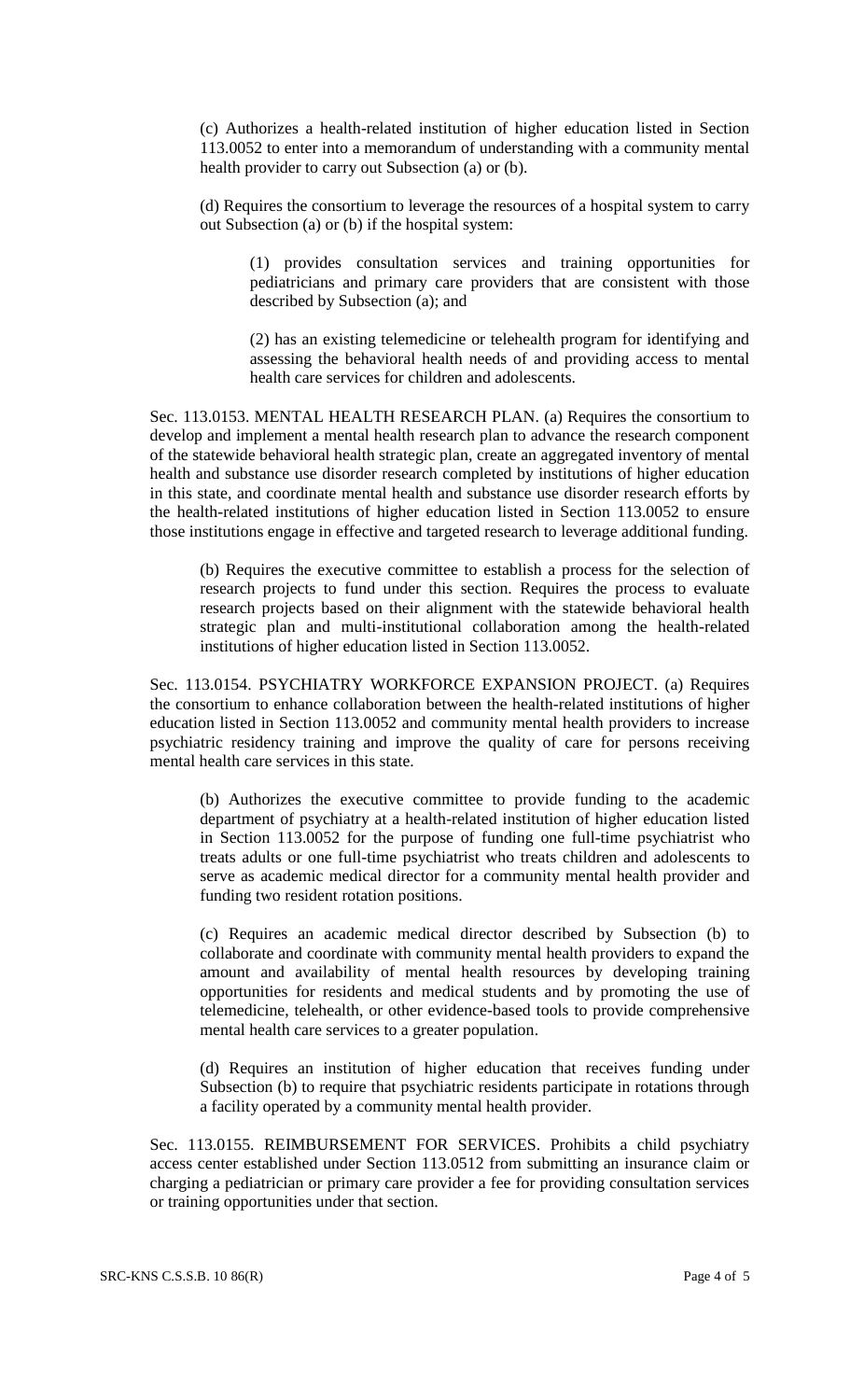(c) Authorizes a health-related institution of higher education listed in Section 113.0052 to enter into a memorandum of understanding with a community mental health provider to carry out Subsection (a) or (b).

(d) Requires the consortium to leverage the resources of a hospital system to carry out Subsection (a) or (b) if the hospital system:

(1) provides consultation services and training opportunities for pediatricians and primary care providers that are consistent with those described by Subsection (a); and

(2) has an existing telemedicine or telehealth program for identifying and assessing the behavioral health needs of and providing access to mental health care services for children and adolescents.

Sec. 113.0153. MENTAL HEALTH RESEARCH PLAN. (a) Requires the consortium to develop and implement a mental health research plan to advance the research component of the statewide behavioral health strategic plan, create an aggregated inventory of mental health and substance use disorder research completed by institutions of higher education in this state, and coordinate mental health and substance use disorder research efforts by the health-related institutions of higher education listed in Section 113.0052 to ensure those institutions engage in effective and targeted research to leverage additional funding.

(b) Requires the executive committee to establish a process for the selection of research projects to fund under this section. Requires the process to evaluate research projects based on their alignment with the statewide behavioral health strategic plan and multi-institutional collaboration among the health-related institutions of higher education listed in Section 113.0052.

Sec. 113.0154. PSYCHIATRY WORKFORCE EXPANSION PROJECT. (a) Requires the consortium to enhance collaboration between the health-related institutions of higher education listed in Section 113.0052 and community mental health providers to increase psychiatric residency training and improve the quality of care for persons receiving mental health care services in this state.

(b) Authorizes the executive committee to provide funding to the academic department of psychiatry at a health-related institution of higher education listed in Section 113.0052 for the purpose of funding one full-time psychiatrist who treats adults or one full-time psychiatrist who treats children and adolescents to serve as academic medical director for a community mental health provider and funding two resident rotation positions.

(c) Requires an academic medical director described by Subsection (b) to collaborate and coordinate with community mental health providers to expand the amount and availability of mental health resources by developing training opportunities for residents and medical students and by promoting the use of telemedicine, telehealth, or other evidence-based tools to provide comprehensive mental health care services to a greater population.

(d) Requires an institution of higher education that receives funding under Subsection (b) to require that psychiatric residents participate in rotations through a facility operated by a community mental health provider.

Sec. 113.0155. REIMBURSEMENT FOR SERVICES. Prohibits a child psychiatry access center established under Section 113.0512 from submitting an insurance claim or charging a pediatrician or primary care provider a fee for providing consultation services or training opportunities under that section.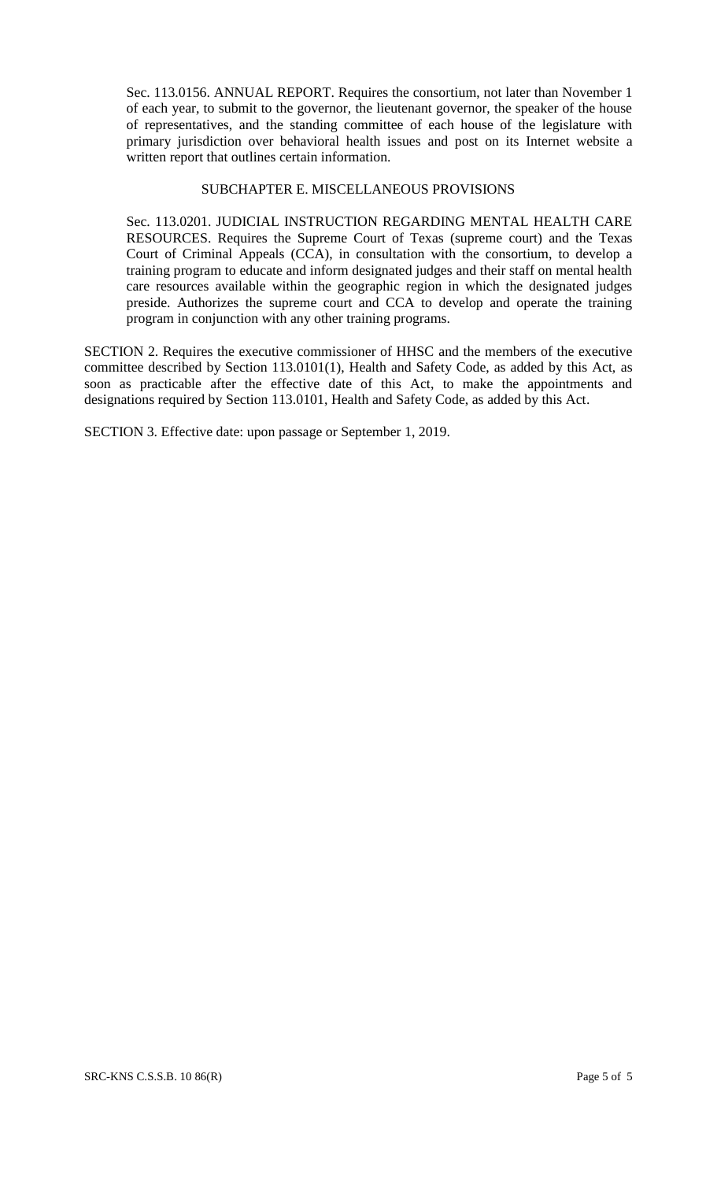Sec. 113.0156. ANNUAL REPORT. Requires the consortium, not later than November 1 of each year, to submit to the governor, the lieutenant governor, the speaker of the house of representatives, and the standing committee of each house of the legislature with primary jurisdiction over behavioral health issues and post on its Internet website a written report that outlines certain information.

SUBCHAPTER E. MISCELLANEOUS PROVISIONS

Sec. 113.0201. JUDICIAL INSTRUCTION REGARDING MENTAL HEALTH CARE RESOURCES. Requires the Supreme Court of Texas (supreme court) and the Texas Court of Criminal Appeals (CCA), in consultation with the consortium, to develop a training program to educate and inform designated judges and their staff on mental health care resources available within the geographic region in which the designated judges preside. Authorizes the supreme court and CCA to develop and operate the training program in conjunction with any other training programs.

SECTION 2. Requires the executive commissioner of HHSC and the members of the executive committee described by Section 113.0101(1), Health and Safety Code, as added by this Act, as soon as practicable after the effective date of this Act, to make the appointments and designations required by Section 113.0101, Health and Safety Code, as added by this Act.

SECTION 3. Effective date: upon passage or September 1, 2019.